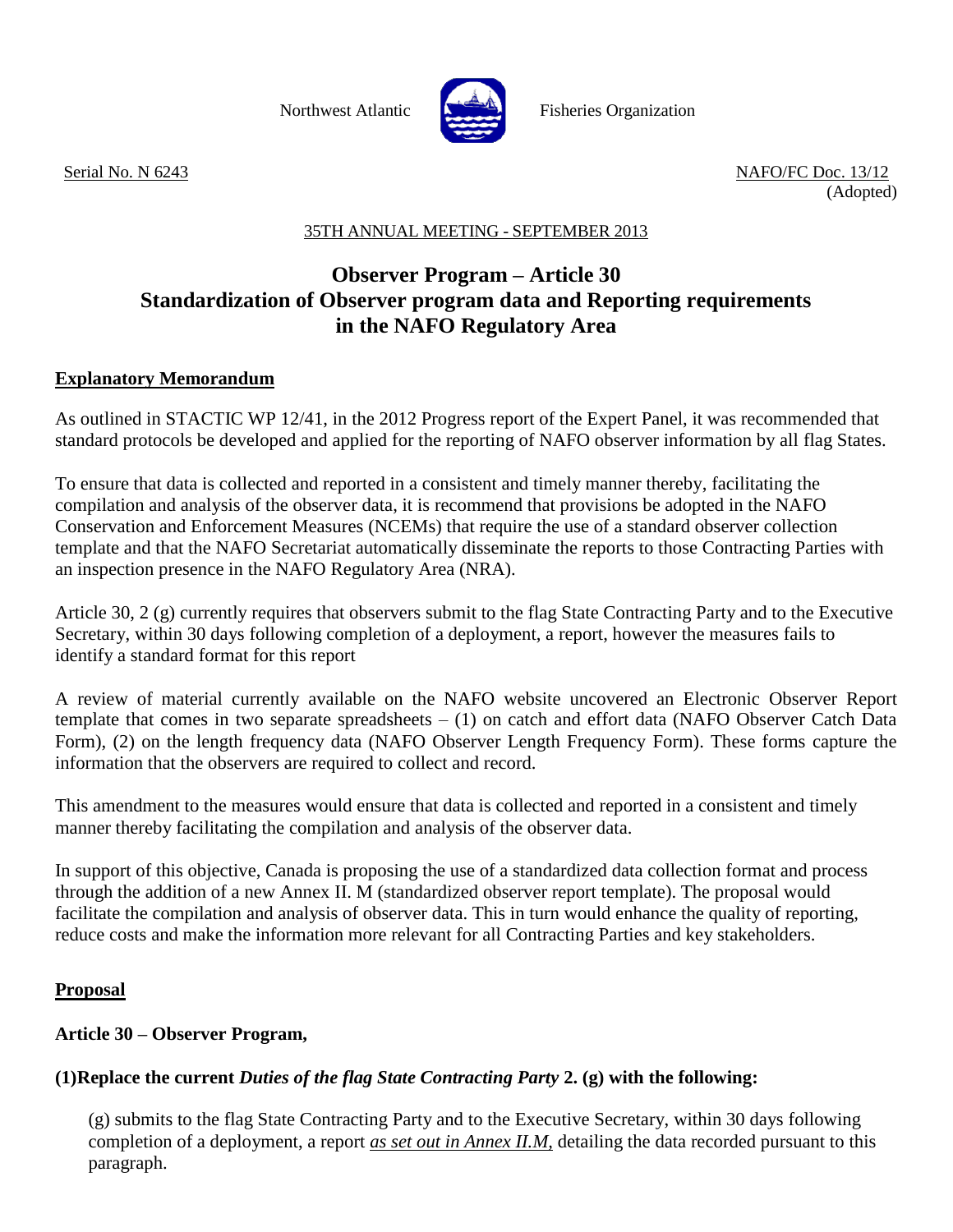Northwest Atlantic Fisheries Organization

Serial No. N 6243

NAFO/FC Doc. 13/12
(Adopted)

35TH ANNUAL MEETING - SEPTEMBER 2013

# Observer Program – Article 30
# Standardization of Observer program data and Reporting requirements in the NAFO Regulatory Area

## Explanatory Memorandum

As outlined in STACTIC WP 12/41, in the 2012 Progress report of the Expert Panel, it was recommended that standard protocols be developed and applied for the reporting of NAFO observer information by all flag States.

To ensure that data is collected and reported in a consistent and timely manner thereby, facilitating the compilation and analysis of the observer data, it is recommend that provisions be adopted in the NAFO Conservation and Enforcement Measures (NCEMs) that require the use of a standard observer collection template and that the NAFO Secretariat automatically disseminate the reports to those Contracting Parties with an inspection presence in the NAFO Regulatory Area (NRA).

Article 30, 2 (g) currently requires that observers submit to the flag State Contracting Party and to the Executive Secretary, within 30 days following completion of a deployment, a report, however the measures fails to identify a standard format for this report

A review of material currently available on the NAFO website uncovered an Electronic Observer Report template that comes in two separate spreadsheets – (1) on catch and effort data (NAFO Observer Catch Data Form), (2) on the length frequency data (NAFO Observer Length Frequency Form). These forms capture the information that the observers are required to collect and record.

This amendment to the measures would ensure that data is collected and reported in a consistent and timely manner thereby facilitating the compilation and analysis of the observer data.

In support of this objective, Canada is proposing the use of a standardized data collection format and process through the addition of a new Annex II. M (standardized observer report template). The proposal would facilitate the compilation and analysis of observer data. This in turn would enhance the quality of reporting, reduce costs and make the information more relevant for all Contracting Parties and key stakeholders.

## Proposal

**Article 30 – Observer Program,**

**(1)Replace the current *Duties of the flag State Contracting Party* 2. (g) with the following:**

(g) submits to the flag State Contracting Party and to the Executive Secretary, within 30 days following completion of a deployment, a report *as set out in Annex II.M,* detailing the data recorded pursuant to this paragraph.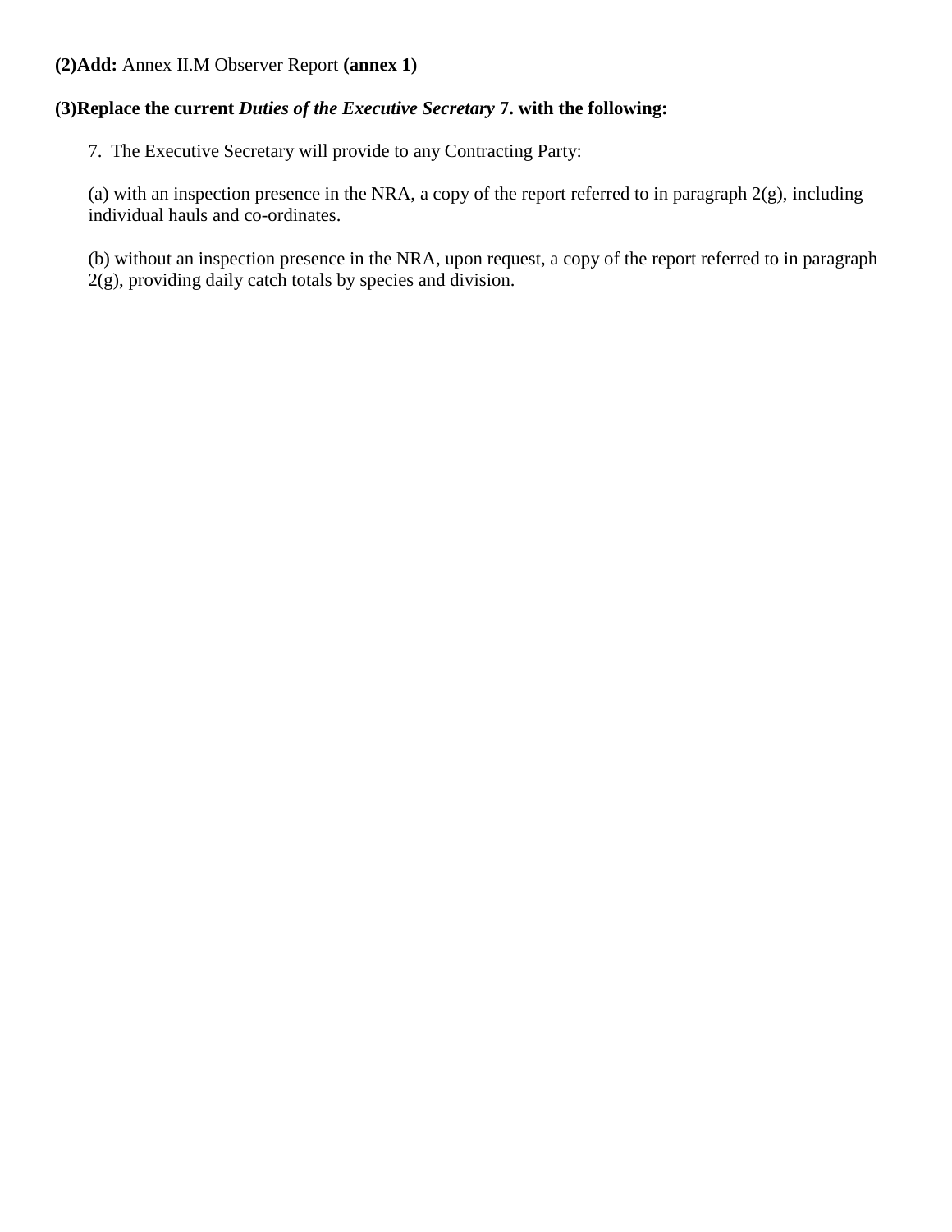**(2)Add:** Annex II.M Observer Report **(annex 1)**

**(3)Replace the current *Duties of the Executive Secretary* 7. with the following:**

7. The Executive Secretary will provide to any Contracting Party:

(a) with an inspection presence in the NRA, a copy of the report referred to in paragraph 2(g), including individual hauls and co-ordinates.

(b) without an inspection presence in the NRA, upon request, a copy of the report referred to in paragraph 2(g), providing daily catch totals by species and division.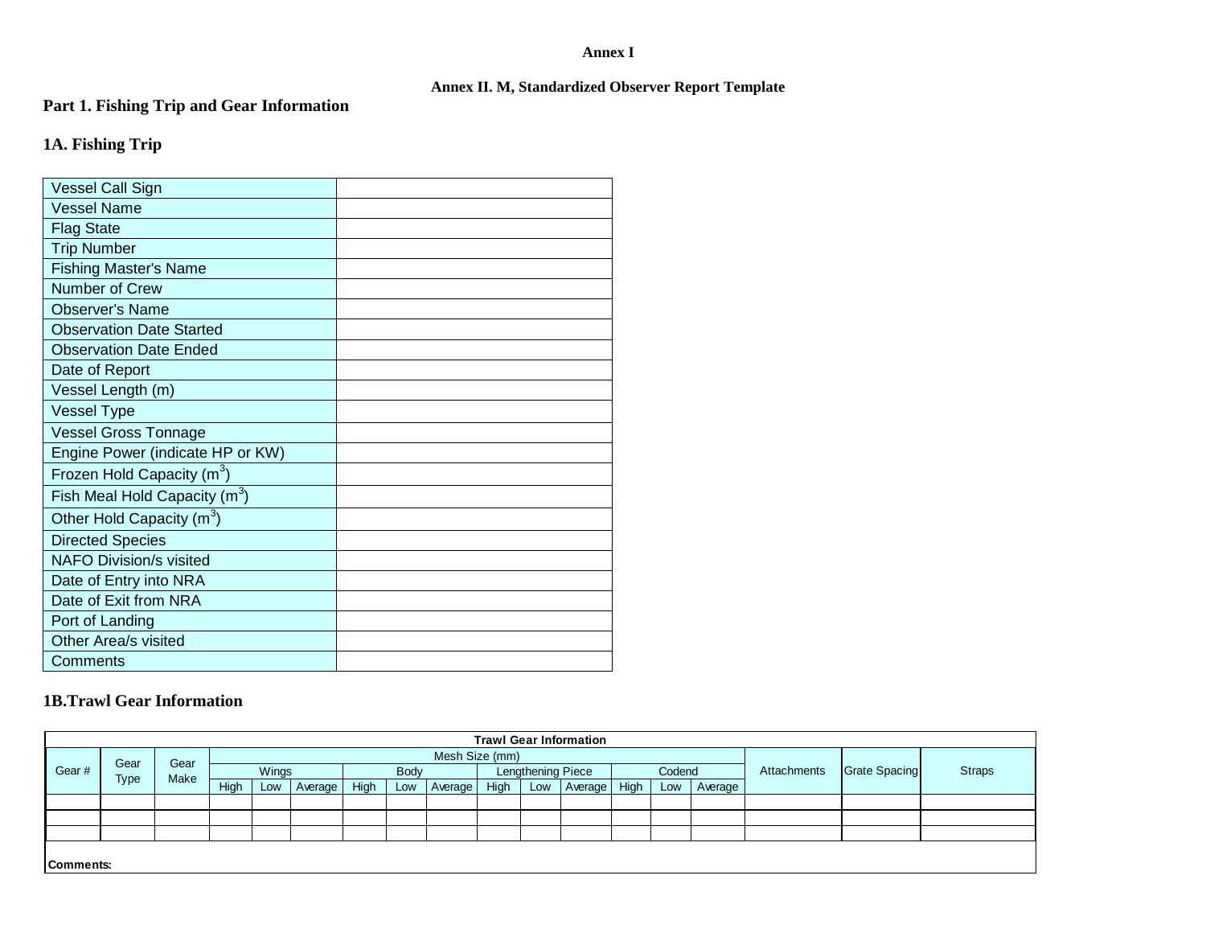**Annex I**

**Annex II. M, Standardized Observer Report Template**

## Part 1. Fishing Trip and Gear Information

### 1A. Fishing Trip

| Field | Value |
|---|---|
| Vessel Call Sign | |
| Vessel Name | |
| Flag State | |
| Trip Number | |
| Fishing Master's Name | |
| Number of Crew | |
| Observer's Name | |
| Observation Date Started | |
| Observation Date Ended | |
| Date of Report | |
| Vessel Length (m) | |
| Vessel Type | |
| Vessel Gross Tonnage | |
| Engine Power (indicate HP or KW) | |
| Frozen Hold Capacity ($m^3$) | |
| Fish Meal Hold Capacity ($m^3$) | |
| Other Hold Capacity ($m^3$) | |
| Directed Species | |
| NAFO Division/s visited | |
| Date of Entry into NRA | |
| Date of Exit from NRA | |
| Port of Landing | |
| Other Area/s visited | |
| Comments | |

### 1B.Trawl Gear Information

**Trawl Gear Information**

| Gear # | Gear Type | Gear Make | Mesh Size (mm) | | | | | | | | | | | | Attachments | Grate Spacing | Straps |
|---|---|---|---|---|---|---|---|---|---|---|---|---|---|---|---|---|---|
| | | | Wings | | | Body | | | Lengthening Piece | | | Codend | | | | | |
| | | | High | Low | Average | High | Low | Average | High | Low | Average | High | Low | Average | | | |
| | | | | | | | | | | | | | | | | | |
| | | | | | | | | | | | | | | | | | |
| | | | | | | | | | | | | | | | | | |

**Comments:**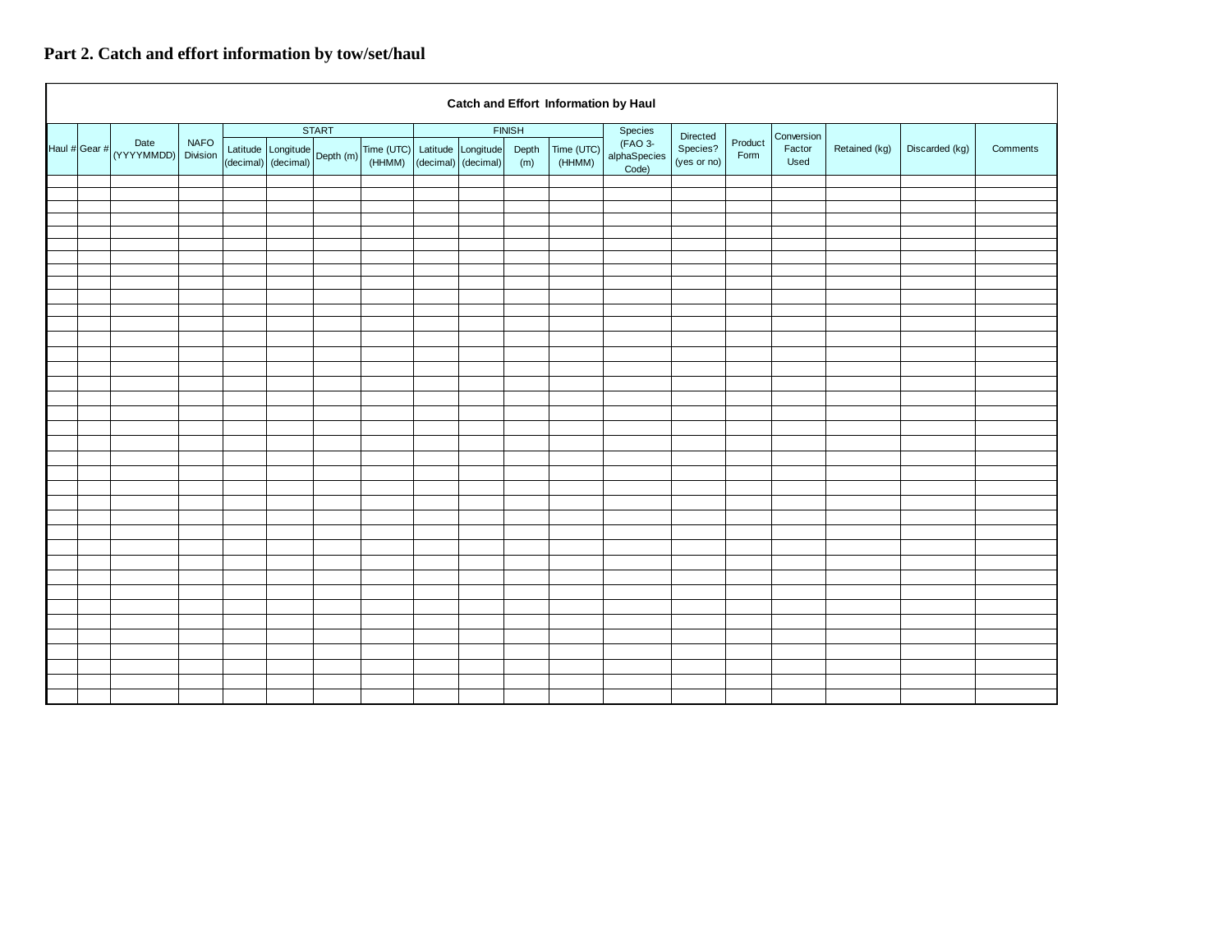## Part 2. Catch and effort information by tow/set/haul

**Catch and Effort Information by Haul**

| Haul # | Gear # | Date (YYYYMMDD) | NAFO Division | START | | | | FINISH | | | | Species (FAO 3-alphaSpecies Code) | Directed Species? (yes or no) | Product Form | Conversion Factor Used | Retained (kg) | Discarded (kg) | Comments |
|---|---|---|---|---|---|---|---|---|---|---|---|---|---|---|---|---|---|---|
| | | | | Latitude (decimal) | Longitude (decimal) | Depth (m) | Time (UTC) (HHMM) | Latitude (decimal) | Longitude (decimal) | Depth (m) | Time (UTC) (HHMM) | | | | | | | |
| | | | | | | | | | | | | | | | | | | |
| | | | | | | | | | | | | | | | | | | |
| | | | | | | | | | | | | | | | | | | |
| | | | | | | | | | | | | | | | | | | |
| | | | | | | | | | | | | | | | | | | |
| | | | | | | | | | | | | | | | | | | |
| | | | | | | | | | | | | | | | | | | |
| | | | | | | | | | | | | | | | | | | |
| | | | | | | | | | | | | | | | | | | |
| | | | | | | | | | | | | | | | | | | |
| | | | | | | | | | | | | | | | | | | |
| | | | | | | | | | | | | | | | | | | |
| | | | | | | | | | | | | | | | | | | |
| | | | | | | | | | | | | | | | | | | |
| | | | | | | | | | | | | | | | | | | |
| | | | | | | | | | | | | | | | | | | |
| | | | | | | | | | | | | | | | | | | |
| | | | | | | | | | | | | | | | | | | |
| | | | | | | | | | | | | | | | | | | |
| | | | | | | | | | | | | | | | | | | |
| | | | | | | | | | | | | | | | | | | |
| | | | | | | | | | | | | | | | | | | |
| | | | | | | | | | | | | | | | | | | |
| | | | | | | | | | | | | | | | | | | |
| | | | | | | | | | | | | | | | | | | |
| | | | | | | | | | | | | | | | | | | |
| | | | | | | | | | | | | | | | | | | |
| | | | | | | | | | | | | | | | | | | |
| | | | | | | | | | | | | | | | | | | |
| | | | | | | | | | | | | | | | | | | |
| | | | | | | | | | | | | | | | | | | |
| | | | | | | | | | | | | | | | | | | |
| | | | | | | | | | | | | | | | | | | |
| | | | | | | | | | | | | | | | | | | |
| | | | | | | | | | | | | | | | | | | |
| | | | | | | | | | | | | | | | | | | |
| | | | | | | | | | | | | | | | | | | |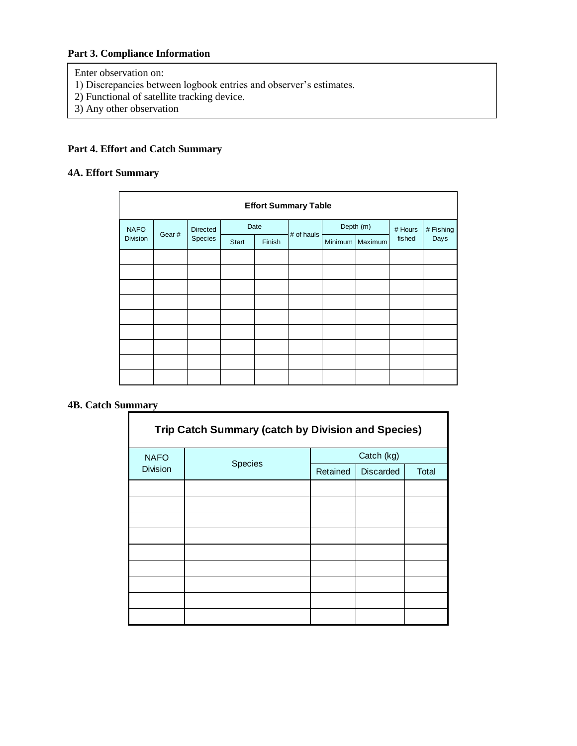## Part 3. Compliance Information

| Enter observation on:<br>1) Discrepancies between logbook entries and observer's estimates.<br>2) Functional of satellite tracking device.<br>3) Any other observation |
|---|

## Part 4. Effort and Catch Summary

### 4A. Effort Summary

**Effort Summary Table**

| NAFO Division | Gear # | Directed Species | Date | | # of hauls | Depth (m) | | # Hours fished | # Fishing Days |
|---|---|---|---|---|---|---|---|---|---|
| | | | Start | Finish | | Minimum | Maximum | | |
| | | | | | | | | | |
| | | | | | | | | | |
| | | | | | | | | | |
| | | | | | | | | | |
| | | | | | | | | | |
| | | | | | | | | | |
| | | | | | | | | | |
| | | | | | | | | | |
| | | | | | | | | | |

### 4B. Catch Summary

**Trip Catch Summary (catch by Division and Species)**

| NAFO Division | Species | Catch (kg) | | |
|---|---|---|---|---|
| | | Retained | Discarded | Total |
| | | | | |
| | | | | |
| | | | | |
| | | | | |
| | | | | |
| | | | | |
| | | | | |
| | | | | |
| | | | | |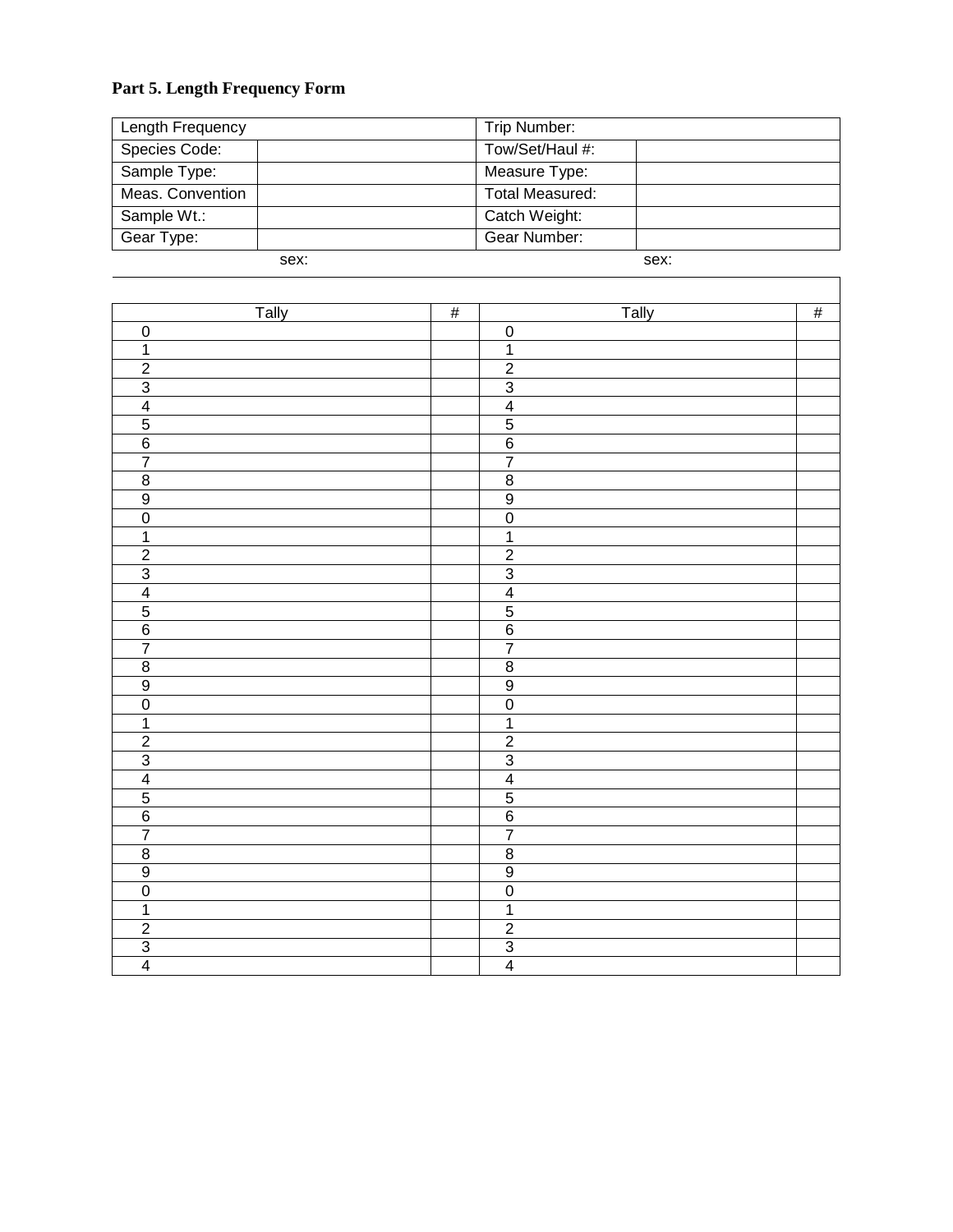**Part 5. Length Frequency Form**

| Length Frequency | | Trip Number: | |
|---|---|---|---|
| Species Code: | | Tow/Set/Haul #: | |
| Sample Type: | | Measure Type: | |
| Meas. Convention | | Total Measured: | |
| Sample Wt.: | | Catch Weight: | |
| Gear Type: | | Gear Number: | |

sex: sex:

| Tally | # | Tally | # |
|---|---|---|---|
| 0 | | 0 | |
| 1 | | 1 | |
| 2 | | 2 | |
| 3 | | 3 | |
| 4 | | 4 | |
| 5 | | 5 | |
| 6 | | 6 | |
| 7 | | 7 | |
| 8 | | 8 | |
| 9 | | 9 | |
| 0 | | 0 | |
| 1 | | 1 | |
| 2 | | 2 | |
| 3 | | 3 | |
| 4 | | 4 | |
| 5 | | 5 | |
| 6 | | 6 | |
| 7 | | 7 | |
| 8 | | 8 | |
| 9 | | 9 | |
| 0 | | 0 | |
| 1 | | 1 | |
| 2 | | 2 | |
| 3 | | 3 | |
| 4 | | 4 | |
| 5 | | 5 | |
| 6 | | 6 | |
| 7 | | 7 | |
| 8 | | 8 | |
| 9 | | 9 | |
| 0 | | 0 | |
| 1 | | 1 | |
| 2 | | 2 | |
| 3 | | 3 | |
| 4 | | 4 | |